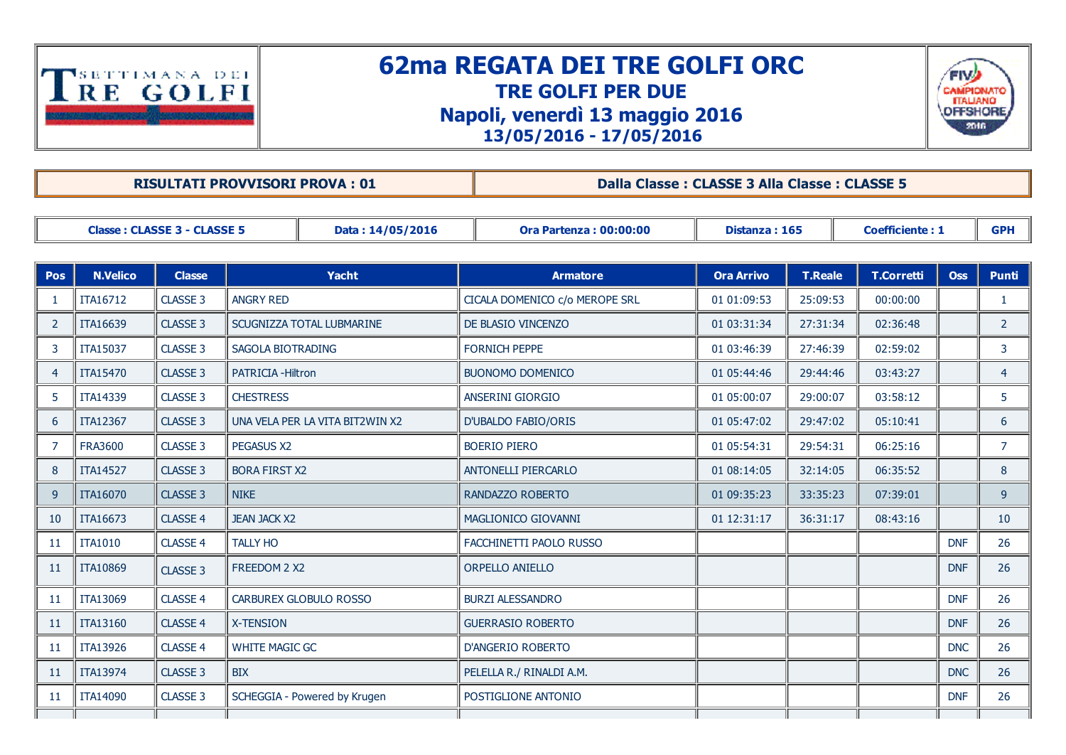# 62ma REGATA DEI TRE GOLFI ORC

## TRE GOLFI PER DUE

## Napoli, venerdì 13 maggio 2016

### 13/05/2016 - 17/05/2016

| RISULTATI PROVVISORI PROVA : 01 | Dalla Classe : CLASSE 3 Alla Classe : CLASSE 5 |
|---|---|

| Classe : CLASSE 3 - CLASSE 5 | Data : 14/05/2016 | Ora Partenza : 00:00:00 | Distanza : 165 | Coefficiente : 1 | GPH |
|---|---|---|---|---|---|

| Pos | N.Velico | Classe | Yacht | Armatore | Ora Arrivo | T.Reale | T.Corretti | Oss | Punti |
|---|---|---|---|---|---|---|---|---|---|
| 1 | ITA16712 | CLASSE 3 | ANGRY RED | CICALA DOMENICO c/o MEROPE SRL | 01 01:09:53 | 25:09:53 | 00:00:00 | | 1 |
| 2 | ITA16639 | CLASSE 3 | SCUGNIZZA TOTAL LUBMARINE | DE BLASIO VINCENZO | 01 03:31:34 | 27:31:34 | 02:36:48 | | 2 |
| 3 | ITA15037 | CLASSE 3 | SAGOLA BIOTRADING | FORNICH PEPPE | 01 03:46:39 | 27:46:39 | 02:59:02 | | 3 |
| 4 | ITA15470 | CLASSE 3 | PATRICIA -Hiltron | BUONOMO DOMENICO | 01 05:44:46 | 29:44:46 | 03:43:27 | | 4 |
| 5 | ITA14339 | CLASSE 3 | CHESTRESS | ANSERINI GIORGIO | 01 05:00:07 | 29:00:07 | 03:58:12 | | 5 |
| 6 | ITA12367 | CLASSE 3 | UNA VELA PER LA VITA BIT2WIN X2 | D'UBALDO FABIO/ORIS | 01 05:47:02 | 29:47:02 | 05:10:41 | | 6 |
| 7 | FRA3600 | CLASSE 3 | PEGASUS X2 | BOERIO PIERO | 01 05:54:31 | 29:54:31 | 06:25:16 | | 7 |
| 8 | ITA14527 | CLASSE 3 | BORA FIRST X2 | ANTONELLI PIERCARLO | 01 08:14:05 | 32:14:05 | 06:35:52 | | 8 |
| 9 | ITA16070 | CLASSE 3 | NIKE | RANDAZZO ROBERTO | 01 09:35:23 | 33:35:23 | 07:39:01 | | 9 |
| 10 | ITA16673 | CLASSE 4 | JEAN JACK X2 | MAGLIONICO GIOVANNI | 01 12:31:17 | 36:31:17 | 08:43:16 | | 10 |
| 11 | ITA1010 | CLASSE 4 | TALLY HO | FACCHINETTI PAOLO RUSSO | | | | DNF | 26 |
| 11 | ITA10869 | CLASSE 3 | FREEDOM 2 X2 | ORPELLO ANIELLO | | | | DNF | 26 |
| 11 | ITA13069 | CLASSE 4 | CARBUREX GLOBULO ROSSO | BURZI ALESSANDRO | | | | DNF | 26 |
| 11 | ITA13160 | CLASSE 4 | X-TENSION | GUERRASIO ROBERTO | | | | DNF | 26 |
| 11 | ITA13926 | CLASSE 4 | WHITE MAGIC GC | D'ANGERIO ROBERTO | | | | DNC | 26 |
| 11 | ITA13974 | CLASSE 3 | BIX | PELELLA R./ RINALDI A.M. | | | | DNC | 26 |
| 11 | ITA14090 | CLASSE 3 | SCHEGGIA - Powered by Krugen | POSTIGLIONE ANTONIO | | | | DNF | 26 |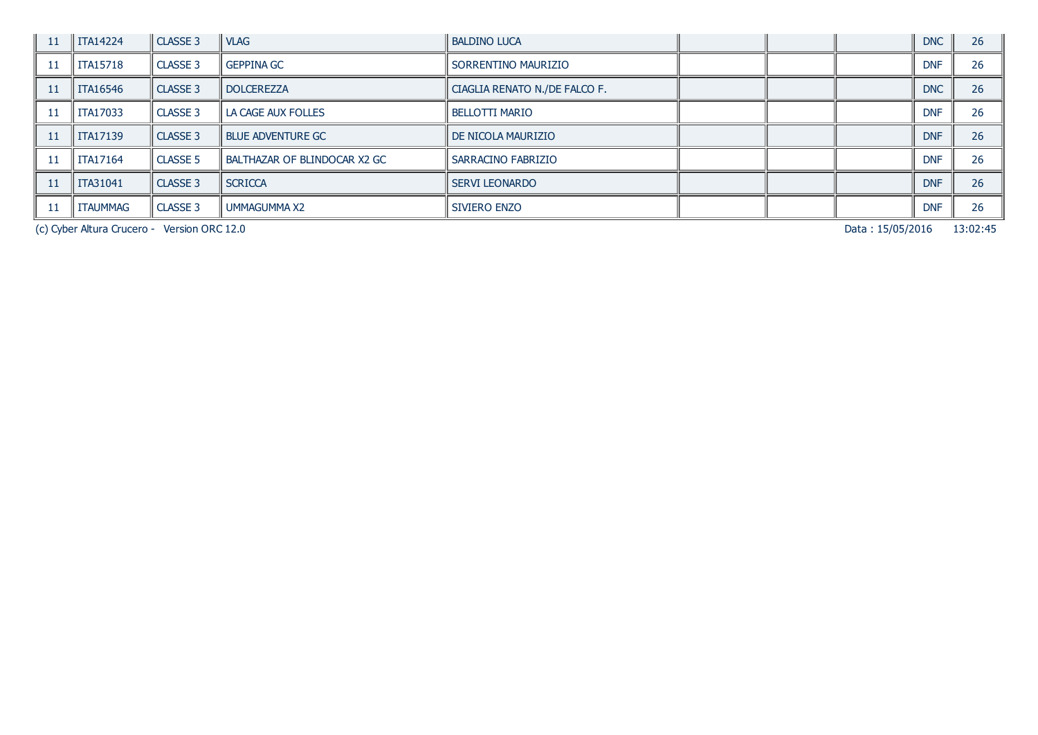| | | | | | | | | | |
|---|---|---|---|---|---|---|---|---|---|
| 11 | ITA14224 | CLASSE 3 | VLAG | BALDINO LUCA | | | | DNC | 26 |
| 11 | ITA15718 | CLASSE 3 | GEPPINA GC | SORRENTINO MAURIZIO | | | | DNF | 26 |
| 11 | ITA16546 | CLASSE 3 | DOLCEREZZA | CIAGLIA RENATO N./DE FALCO F. | | | | DNC | 26 |
| 11 | ITA17033 | CLASSE 3 | LA CAGE AUX FOLLES | BELLOTTI MARIO | | | | DNF | 26 |
| 11 | ITA17139 | CLASSE 3 | BLUE ADVENTURE GC | DE NICOLA MAURIZIO | | | | DNF | 26 |
| 11 | ITA17164 | CLASSE 5 | BALTHAZAR OF BLINDOCAR X2 GC | SARRACINO FABRIZIO | | | | DNF | 26 |
| 11 | ITA31041 | CLASSE 3 | SCRICCA | SERVI LEONARDO | | | | DNF | 26 |
| 11 | ITAUMMAG | CLASSE 3 | UMMAGUMMA X2 | SIVIERO ENZO | | | | DNF | 26 |

(c) Cyber Altura Crucero - Version ORC 12.0 Data : 15/05/2016 13:02:45